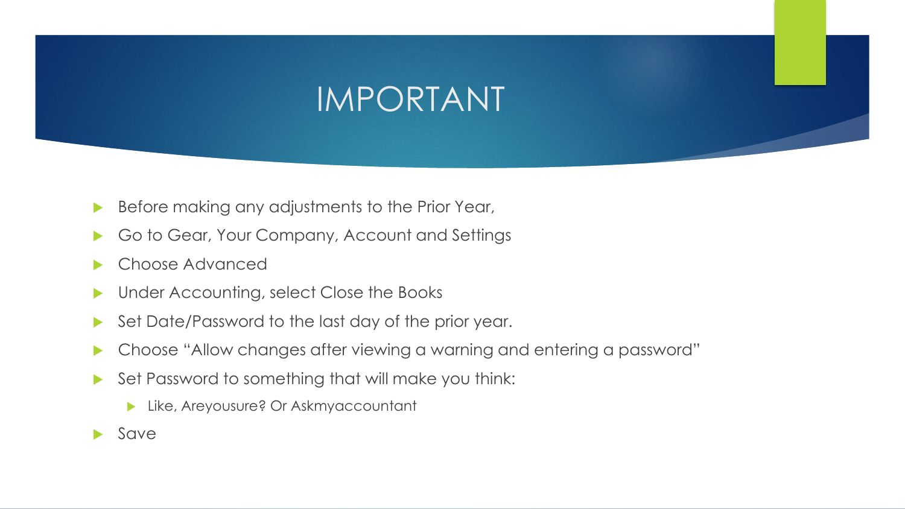# IMPORTANT

- Before making any adjustments to the Prior Year,
- Go to Gear, Your Company, Account and Settings
- Choose Advanced
- Under Accounting, select Close the Books
- Set Date/Password to the last day of the prior year.
- Choose "Allow changes after viewing a warning and entering a password"
- Set Password to something that will make you think:
  - Like, Areyousure? Or Askmyaccountant
- Save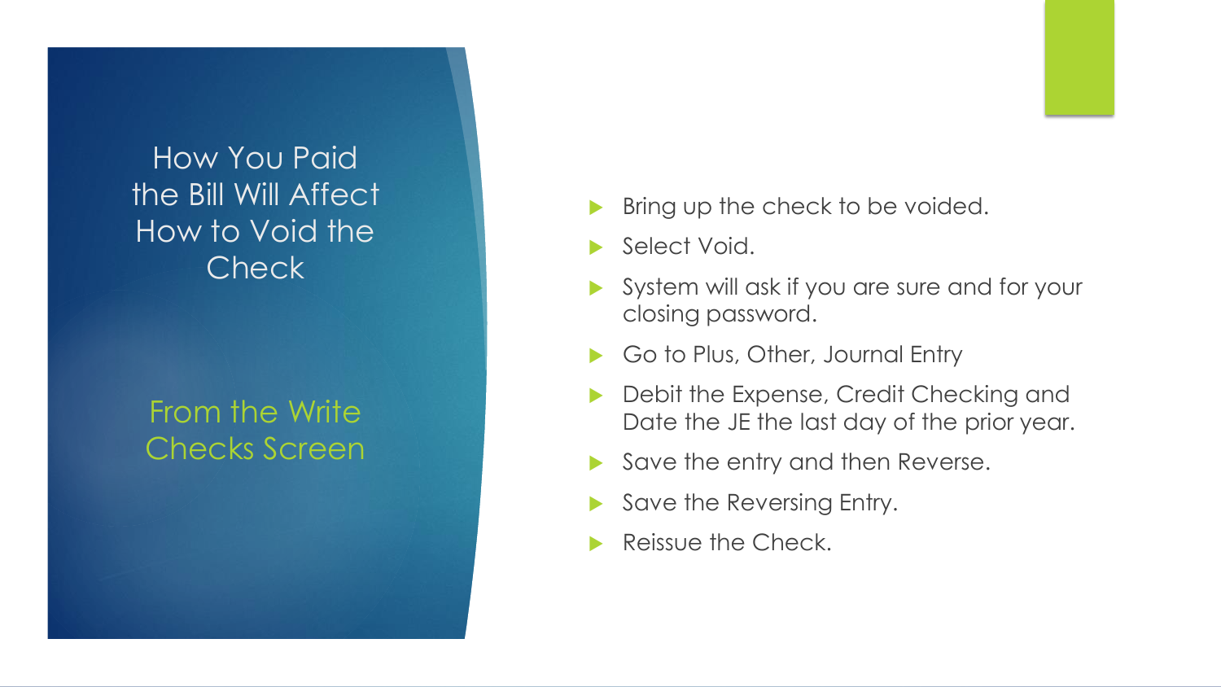# How You Paid the Bill Will Affect How to Void the Check

## From the Write Checks Screen

- Bring up the check to be voided.
- Select Void.
- System will ask if you are sure and for your closing password.
- Go to Plus, Other, Journal Entry
- Debit the Expense, Credit Checking and Date the JE the last day of the prior year.
- Save the entry and then Reverse.
- Save the Reversing Entry.
- Reissue the Check.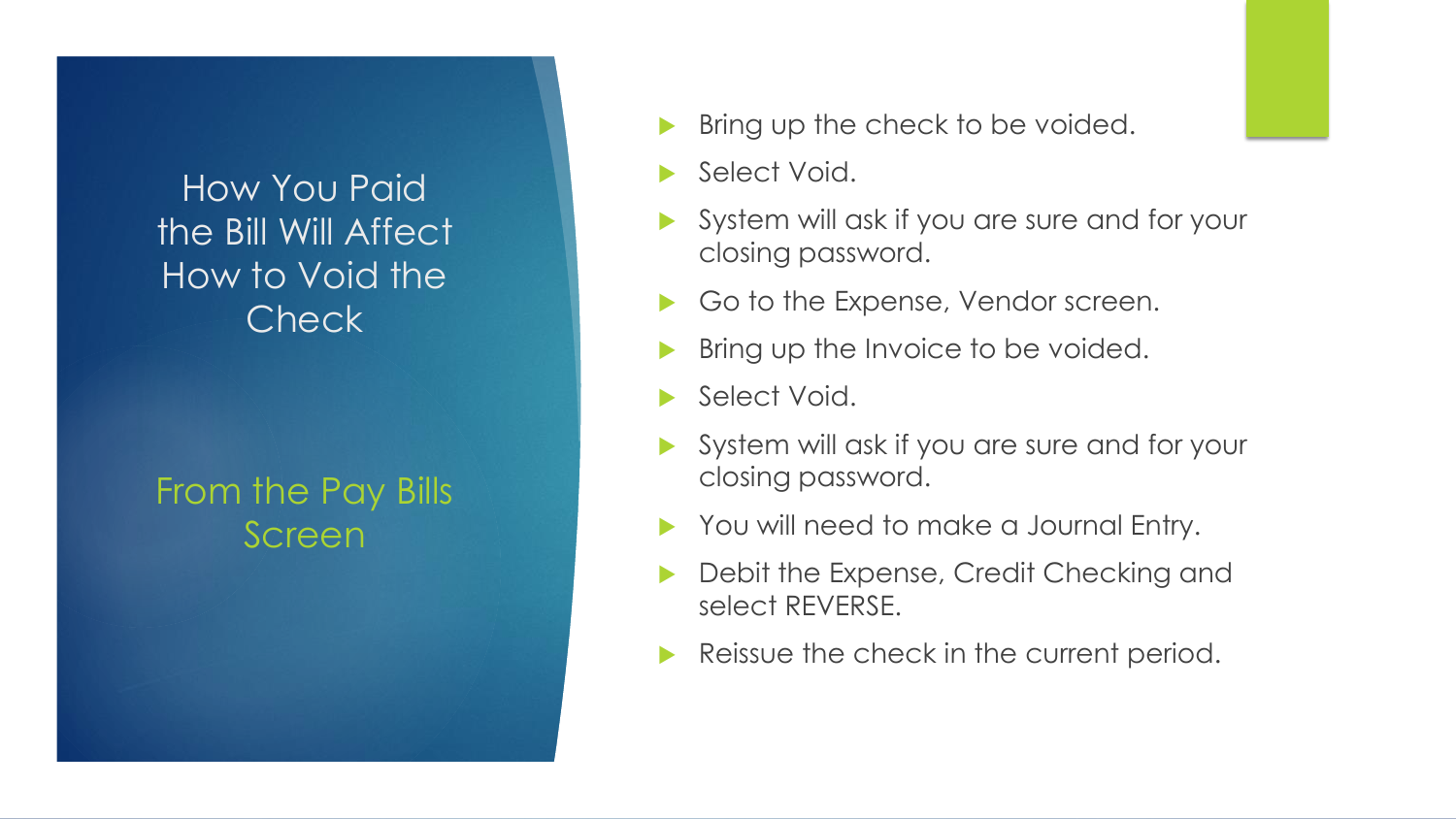# How You Paid the Bill Will Affect How to Void the Check

## From the Pay Bills Screen

- Bring up the check to be voided.
- Select Void.
- System will ask if you are sure and for your closing password.
- Go to the Expense, Vendor screen.
- Bring up the Invoice to be voided.
- Select Void.
- System will ask if you are sure and for your closing password.
- You will need to make a Journal Entry.
- Debit the Expense, Credit Checking and select REVERSE.
- Reissue the check in the current period.